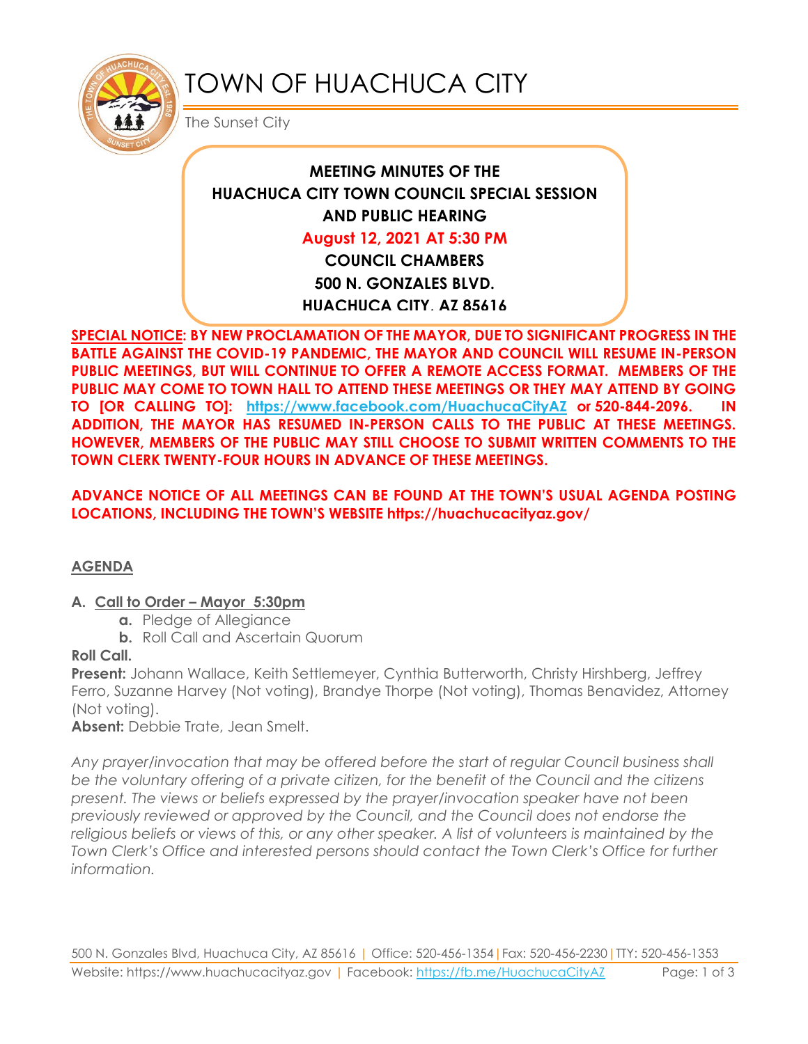# TOWN OF HUACHUCA CITY

The Sunset City

**MEETING MINUTES OF THE**
**HUACHUCA CITY TOWN COUNCIL SPECIAL SESSION**
**AND PUBLIC HEARING**
**August 12, 2021 AT 5:30 PM**
**COUNCIL CHAMBERS**
**500 N. GONZALES BLVD.**
**HUACHUCA CITY, AZ 85616**

**SPECIAL NOTICE: BY NEW PROCLAMATION OF THE MAYOR, DUE TO SIGNIFICANT PROGRESS IN THE BATTLE AGAINST THE COVID-19 PANDEMIC, THE MAYOR AND COUNCIL WILL RESUME IN-PERSON PUBLIC MEETINGS, BUT WILL CONTINUE TO OFFER A REMOTE ACCESS FORMAT. MEMBERS OF THE PUBLIC MAY COME TO TOWN HALL TO ATTEND THESE MEETINGS OR THEY MAY ATTEND BY GOING TO [OR CALLING TO]: https://www.facebook.com/HuachucaCityAZ or 520-844-2096. IN ADDITION, THE MAYOR HAS RESUMED IN-PERSON CALLS TO THE PUBLIC AT THESE MEETINGS. HOWEVER, MEMBERS OF THE PUBLIC MAY STILL CHOOSE TO SUBMIT WRITTEN COMMENTS TO THE TOWN CLERK TWENTY-FOUR HOURS IN ADVANCE OF THESE MEETINGS.**

**ADVANCE NOTICE OF ALL MEETINGS CAN BE FOUND AT THE TOWN'S USUAL AGENDA POSTING LOCATIONS, INCLUDING THE TOWN'S WEBSITE https://huachucacityaz.gov/**

## AGENDA

**A. Call to Order – Mayor 5:30pm**
  - **a.** Pledge of Allegiance
  - **b.** Roll Call and Ascertain Quorum

**Roll Call.**

**Present:** Johann Wallace, Keith Settlemeyer, Cynthia Butterworth, Christy Hirshberg, Jeffrey Ferro, Suzanne Harvey (Not voting), Brandye Thorpe (Not voting), Thomas Benavidez, Attorney (Not voting).

**Absent:** Debbie Trate, Jean Smelt.

*Any prayer/invocation that may be offered before the start of regular Council business shall be the voluntary offering of a private citizen, for the benefit of the Council and the citizens present. The views or beliefs expressed by the prayer/invocation speaker have not been previously reviewed or approved by the Council, and the Council does not endorse the religious beliefs or views of this, or any other speaker. A list of volunteers is maintained by the Town Clerk's Office and interested persons should contact the Town Clerk's Office for further information.*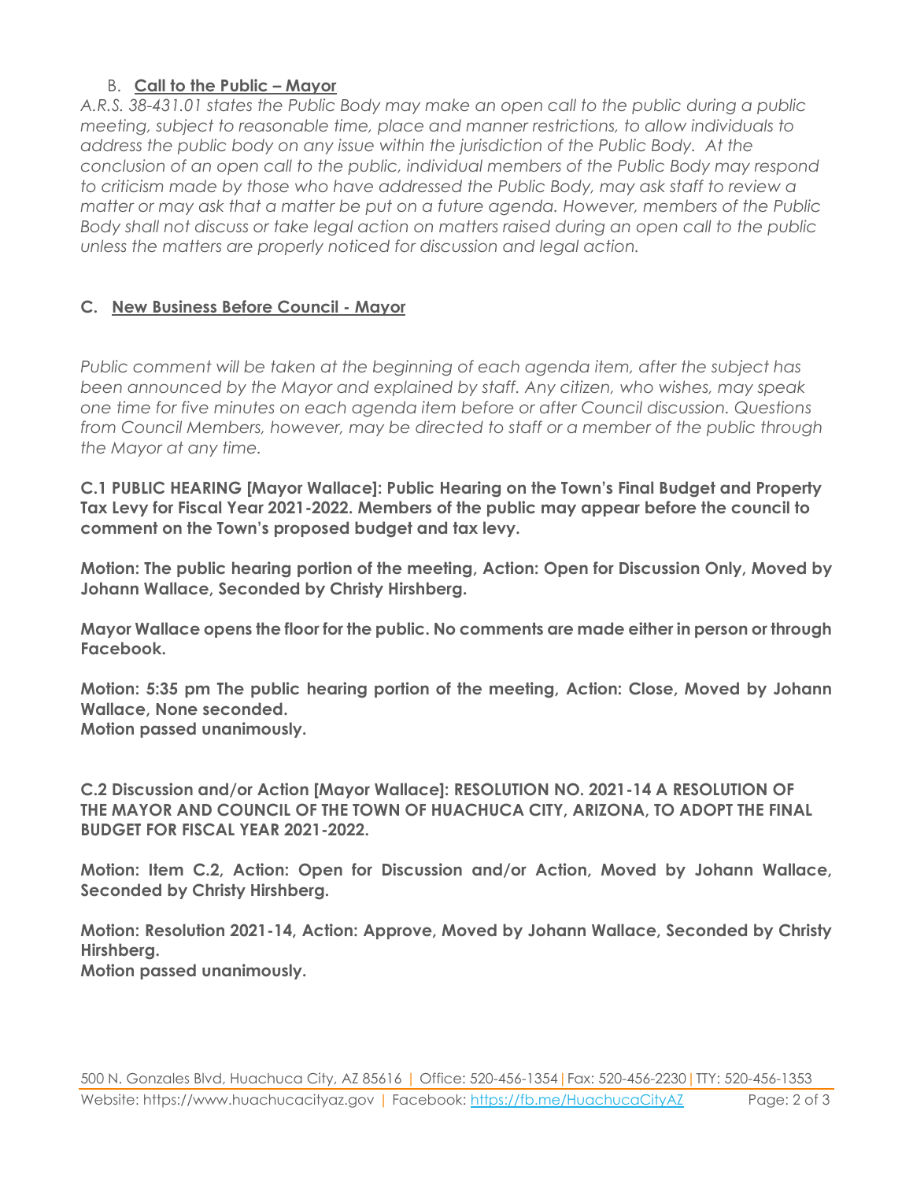## B. Call to the Public – Mayor

*A.R.S. 38-431.01 states the Public Body may make an open call to the public during a public meeting, subject to reasonable time, place and manner restrictions, to allow individuals to address the public body on any issue within the jurisdiction of the Public Body. At the conclusion of an open call to the public, individual members of the Public Body may respond to criticism made by those who have addressed the Public Body, may ask staff to review a matter or may ask that a matter be put on a future agenda. However, members of the Public Body shall not discuss or take legal action on matters raised during an open call to the public unless the matters are properly noticed for discussion and legal action.*

## C. New Business Before Council - Mayor

*Public comment will be taken at the beginning of each agenda item, after the subject has been announced by the Mayor and explained by staff. Any citizen, who wishes, may speak one time for five minutes on each agenda item before or after Council discussion. Questions from Council Members, however, may be directed to staff or a member of the public through the Mayor at any time.*

**C.1 PUBLIC HEARING [Mayor Wallace]: Public Hearing on the Town's Final Budget and Property Tax Levy for Fiscal Year 2021-2022. Members of the public may appear before the council to comment on the Town's proposed budget and tax levy.**

**Motion: The public hearing portion of the meeting, Action: Open for Discussion Only, Moved by Johann Wallace, Seconded by Christy Hirshberg.**

**Mayor Wallace opens the floor for the public. No comments are made either in person or through Facebook.**

**Motion: 5:35 pm The public hearing portion of the meeting, Action: Close, Moved by Johann Wallace, None seconded.**
**Motion passed unanimously.**

**C.2 Discussion and/or Action [Mayor Wallace]: RESOLUTION NO. 2021-14 A RESOLUTION OF THE MAYOR AND COUNCIL OF THE TOWN OF HUACHUCA CITY, ARIZONA, TO ADOPT THE FINAL BUDGET FOR FISCAL YEAR 2021-2022.**

**Motion: Item C.2, Action: Open for Discussion and/or Action, Moved by Johann Wallace, Seconded by Christy Hirshberg.**

**Motion: Resolution 2021-14, Action: Approve, Moved by Johann Wallace, Seconded by Christy Hirshberg.**
**Motion passed unanimously.**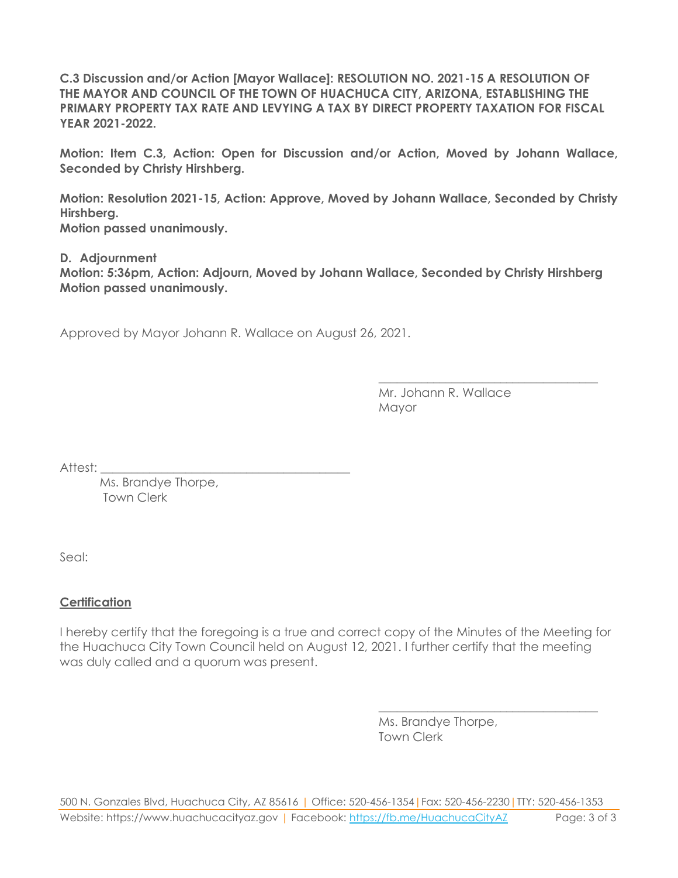**C.3 Discussion and/or Action [Mayor Wallace]: RESOLUTION NO. 2021-15 A RESOLUTION OF THE MAYOR AND COUNCIL OF THE TOWN OF HUACHUCA CITY, ARIZONA, ESTABLISHING THE PRIMARY PROPERTY TAX RATE AND LEVYING A TAX BY DIRECT PROPERTY TAXATION FOR FISCAL YEAR 2021-2022.**

**Motion: Item C.3, Action: Open for Discussion and/or Action, Moved by Johann Wallace, Seconded by Christy Hirshberg.**

**Motion: Resolution 2021-15, Action: Approve, Moved by Johann Wallace, Seconded by Christy Hirshberg.**
**Motion passed unanimously.**

**D. Adjournment**
**Motion: 5:36pm, Action: Adjourn, Moved by Johann Wallace, Seconded by Christy Hirshberg**
**Motion passed unanimously.**

Approved by Mayor Johann R. Wallace on August 26, 2021.

\_\_\_\_\_\_\_\_\_\_\_\_\_\_\_\_\_\_\_\_\_\_\_\_\_\_\_\_\_\_\_\_\_\_\_\_
Mr. Johann R. Wallace
Mayor

Attest: \_\_\_\_\_\_\_\_\_\_\_\_\_\_\_\_\_\_\_\_\_\_\_\_\_\_\_\_\_\_\_\_\_\_\_\_\_\_\_\_
Ms. Brandye Thorpe,
Town Clerk

Seal:

**<u>Certification</u>**

I hereby certify that the foregoing is a true and correct copy of the Minutes of the Meeting for the Huachuca City Town Council held on August 12, 2021. I further certify that the meeting was duly called and a quorum was present.

\_\_\_\_\_\_\_\_\_\_\_\_\_\_\_\_\_\_\_\_\_\_\_\_\_\_\_\_\_\_\_\_\_\_\_\_
Ms. Brandye Thorpe,
Town Clerk

500 N. Gonzales Blvd, Huachuca City, AZ 85616 | Office: 520-456-1354 | Fax: 520-456-2230 | TTY: 520-456-1353
Website: https://www.huachucacityaz.gov | Facebook: https://fb.me/HuachucaCityAZ